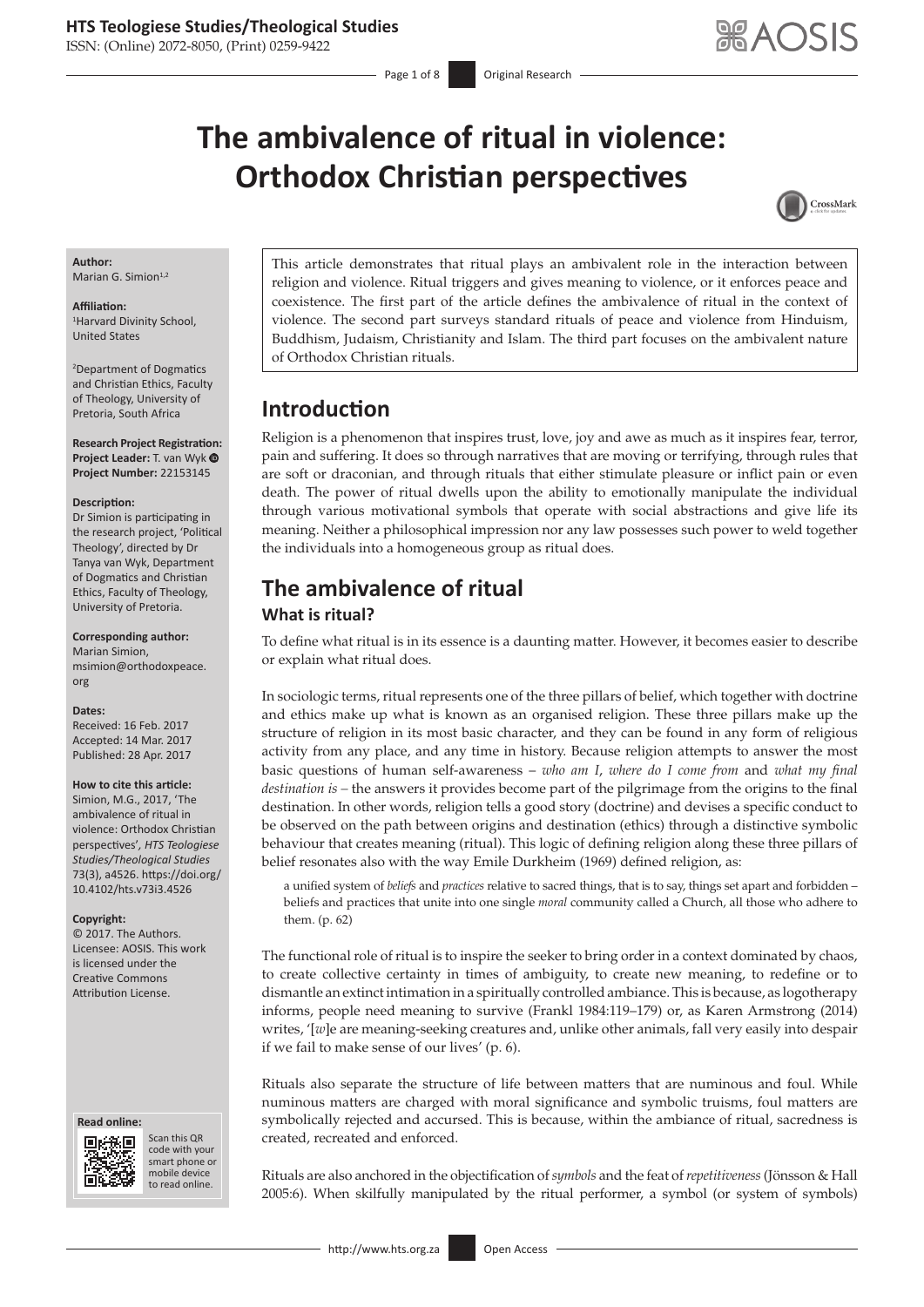# The ambivalence of ritual in violence: Orthodox Christian perspectives

**Author:**
Marian G. Simion[1,2]

**Affiliation:**
[1]Harvard Divinity School, United States

[2]Department of Dogmatics and Christian Ethics, Faculty of Theology, University of Pretoria, South Africa

**Research Project Registration:**
**Project Leader:** T. van Wyk
**Project Number:** 22153145

**Description:**
Dr Simion is participating in the research project, 'Political Theology', directed by Dr Tanya van Wyk, Department of Dogmatics and Christian Ethics, Faculty of Theology, University of Pretoria.

**Corresponding author:**
Marian Simion,
msimion@orthodoxpeace.org

**Dates:**
Received: 16 Feb. 2017
Accepted: 14 Mar. 2017
Published: 28 Apr. 2017

**How to cite this article:**
Simion, M.G., 2017, 'The ambivalence of ritual in violence: Orthodox Christian perspectives', *HTS Teologiese Studies/Theological Studies* 73(3), a4526. https://doi.org/10.4102/hts.v73i3.4526

**Copyright:**
© 2017. The Authors. Licensee: AOSIS. This work is licensed under the Creative Commons Attribution License.

**Read online:**
Scan this QR code with your smart phone or mobile device to read online.

This article demonstrates that ritual plays an ambivalent role in the interaction between religion and violence. Ritual triggers and gives meaning to violence, or it enforces peace and coexistence. The first part of the article defines the ambivalence of ritual in the context of violence. The second part surveys standard rituals of peace and violence from Hinduism, Buddhism, Judaism, Christianity and Islam. The third part focuses on the ambivalent nature of Orthodox Christian rituals.

## Introduction

Religion is a phenomenon that inspires trust, love, joy and awe as much as it inspires fear, terror, pain and suffering. It does so through narratives that are moving or terrifying, through rules that are soft or draconian, and through rituals that either stimulate pleasure or inflict pain or even death. The power of ritual dwells upon the ability to emotionally manipulate the individual through various motivational symbols that operate with social abstractions and give life its meaning. Neither a philosophical impression nor any law possesses such power to weld together the individuals into a homogeneous group as ritual does.

## The ambivalence of ritual

### What is ritual?

To define what ritual is in its essence is a daunting matter. However, it becomes easier to describe or explain what ritual does.

In sociologic terms, ritual represents one of the three pillars of belief, which together with doctrine and ethics make up what is known as an organised religion. These three pillars make up the structure of religion in its most basic character, and they can be found in any form of religious activity from any place, and any time in history. Because religion attempts to answer the most basic questions of human self-awareness – *who am I*, *where do I come from* and *what my final destination is* – the answers it provides become part of the pilgrimage from the origins to the final destination. In other words, religion tells a good story (doctrine) and devises a specific conduct to be observed on the path between origins and destination (ethics) through a distinctive symbolic behaviour that creates meaning (ritual). This logic of defining religion along these three pillars of belief resonates also with the way Emile Durkheim (1969) defined religion, as:

> a unified system of *beliefs* and *practices* relative to sacred things, that is to say, things set apart and forbidden – beliefs and practices that unite into one single *moral* community called a Church, all those who adhere to them. (p. 62)

The functional role of ritual is to inspire the seeker to bring order in a context dominated by chaos, to create collective certainty in times of ambiguity, to create new meaning, to redefine or to dismantle an extinct intimation in a spiritually controlled ambiance. This is because, as logotherapy informs, people need meaning to survive (Frankl 1984:119–179) or, as Karen Armstrong (2014) writes, '[*w*]e are meaning-seeking creatures and, unlike other animals, fall very easily into despair if we fail to make sense of our lives' (p. 6).

Rituals also separate the structure of life between matters that are numinous and foul. While numinous matters are charged with moral significance and symbolic truisms, foul matters are symbolically rejected and accursed. This is because, within the ambiance of ritual, sacredness is created, recreated and enforced.

Rituals are also anchored in the objectification of *symbols* and the feat of *repetitiveness* (Jönsson & Hall 2005:6). When skilfully manipulated by the ritual performer, a symbol (or system of symbols)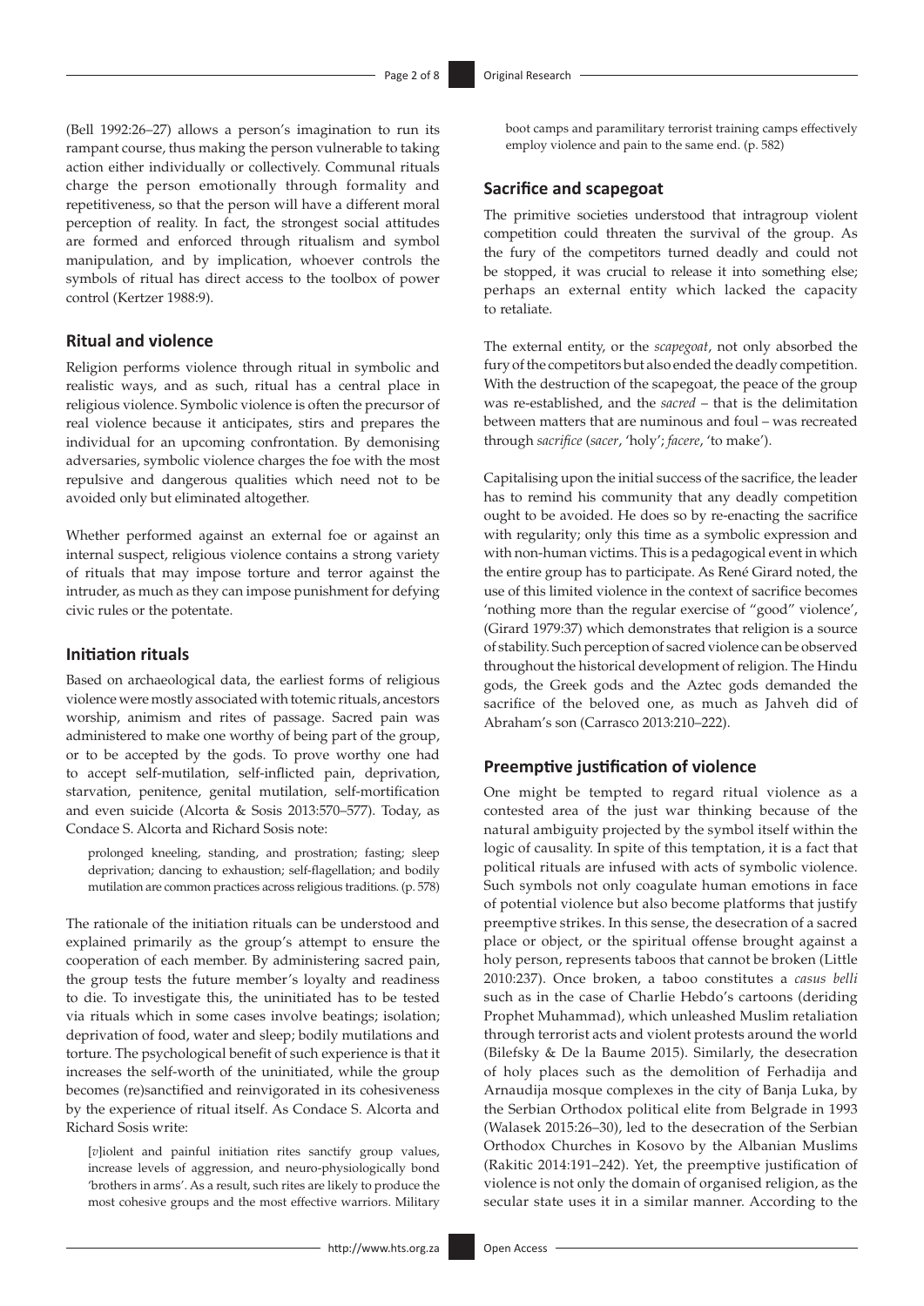(Bell 1992:26–27) allows a person's imagination to run its rampant course, thus making the person vulnerable to taking action either individually or collectively. Communal rituals charge the person emotionally through formality and repetitiveness, so that the person will have a different moral perception of reality. In fact, the strongest social attitudes are formed and enforced through ritualism and symbol manipulation, and by implication, whoever controls the symbols of ritual has direct access to the toolbox of power control (Kertzer 1988:9).

## Ritual and violence

Religion performs violence through ritual in symbolic and realistic ways, and as such, ritual has a central place in religious violence. Symbolic violence is often the precursor of real violence because it anticipates, stirs and prepares the individual for an upcoming confrontation. By demonising adversaries, symbolic violence charges the foe with the most repulsive and dangerous qualities which need not to be avoided only but eliminated altogether.

Whether performed against an external foe or against an internal suspect, religious violence contains a strong variety of rituals that may impose torture and terror against the intruder, as much as they can impose punishment for defying civic rules or the potentate.

## Initiation rituals

Based on archaeological data, the earliest forms of religious violence were mostly associated with totemic rituals, ancestors worship, animism and rites of passage. Sacred pain was administered to make one worthy of being part of the group, or to be accepted by the gods. To prove worthy one had to accept self-mutilation, self-inflicted pain, deprivation, starvation, penitence, genital mutilation, self-mortification and even suicide (Alcorta & Sosis 2013:570–577). Today, as Condace S. Alcorta and Richard Sosis note:

> prolonged kneeling, standing, and prostration; fasting; sleep deprivation; dancing to exhaustion; self-flagellation; and bodily mutilation are common practices across religious traditions. (p. 578)

The rationale of the initiation rituals can be understood and explained primarily as the group's attempt to ensure the cooperation of each member. By administering sacred pain, the group tests the future member's loyalty and readiness to die. To investigate this, the uninitiated has to be tested via rituals which in some cases involve beatings; isolation; deprivation of food, water and sleep; bodily mutilations and torture. The psychological benefit of such experience is that it increases the self-worth of the uninitiated, while the group becomes (re)sanctified and reinvigorated in its cohesiveness by the experience of ritual itself. As Condace S. Alcorta and Richard Sosis write:

> [*v*]iolent and painful initiation rites sanctify group values, increase levels of aggression, and neuro-physiologically bond 'brothers in arms'. As a result, such rites are likely to produce the most cohesive groups and the most effective warriors. Military boot camps and paramilitary terrorist training camps effectively employ violence and pain to the same end. (p. 582)

## Sacrifice and scapegoat

The primitive societies understood that intragroup violent competition could threaten the survival of the group. As the fury of the competitors turned deadly and could not be stopped, it was crucial to release it into something else; perhaps an external entity which lacked the capacity to retaliate.

The external entity, or the *scapegoat*, not only absorbed the fury of the competitors but also ended the deadly competition. With the destruction of the scapegoat, the peace of the group was re-established, and the *sacred* – that is the delimitation between matters that are numinous and foul – was recreated through *sacrifice* (*sacer*, 'holy'; *facere*, 'to make').

Capitalising upon the initial success of the sacrifice, the leader has to remind his community that any deadly competition ought to be avoided. He does so by re-enacting the sacrifice with regularity; only this time as a symbolic expression and with non-human victims. This is a pedagogical event in which the entire group has to participate. As René Girard noted, the use of this limited violence in the context of sacrifice becomes 'nothing more than the regular exercise of "good" violence', (Girard 1979:37) which demonstrates that religion is a source of stability. Such perception of sacred violence can be observed throughout the historical development of religion. The Hindu gods, the Greek gods and the Aztec gods demanded the sacrifice of the beloved one, as much as Jahveh did of Abraham's son (Carrasco 2013:210–222).

## Preemptive justification of violence

One might be tempted to regard ritual violence as a contested area of the just war thinking because of the natural ambiguity projected by the symbol itself within the logic of causality. In spite of this temptation, it is a fact that political rituals are infused with acts of symbolic violence. Such symbols not only coagulate human emotions in face of potential violence but also become platforms that justify preemptive strikes. In this sense, the desecration of a sacred place or object, or the spiritual offense brought against a holy person, represents taboos that cannot be broken (Little 2010:237). Once broken, a taboo constitutes a *casus belli* such as in the case of Charlie Hebdo's cartoons (deriding Prophet Muhammad), which unleashed Muslim retaliation through terrorist acts and violent protests around the world (Bilefsky & De la Baume 2015). Similarly, the desecration of holy places such as the demolition of Ferhadija and Arnaudija mosque complexes in the city of Banja Luka, by the Serbian Orthodox political elite from Belgrade in 1993 (Walasek 2015:26–30), led to the desecration of the Serbian Orthodox Churches in Kosovo by the Albanian Muslims (Rakitic 2014:191–242). Yet, the preemptive justification of violence is not only the domain of organised religion, as the secular state uses it in a similar manner. According to the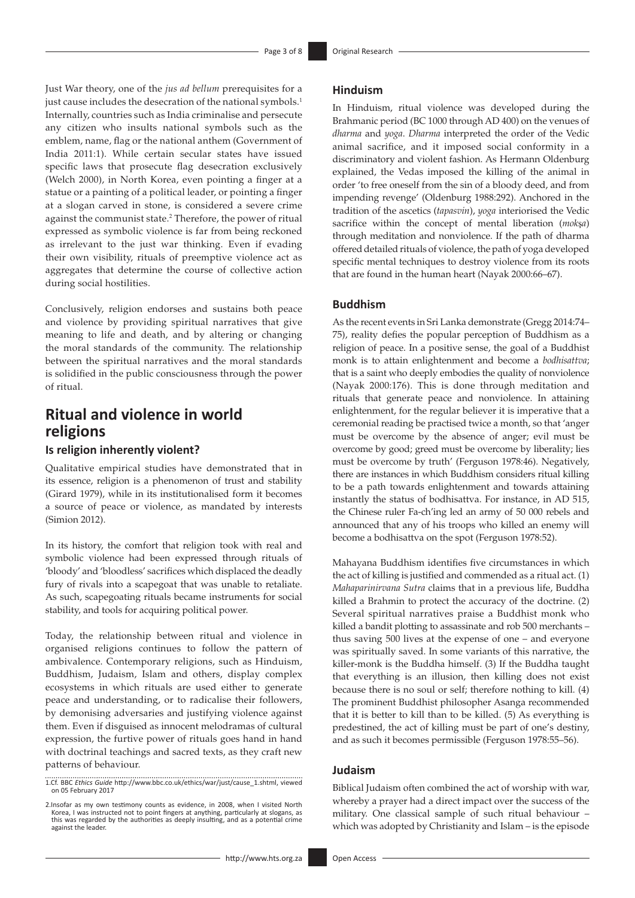Just War theory, one of the *jus ad bellum* prerequisites for a just cause includes the desecration of the national symbols.[1] Internally, countries such as India criminalise and persecute any citizen who insults national symbols such as the emblem, name, flag or the national anthem (Government of India 2011:1). While certain secular states have issued specific laws that prosecute flag desecration exclusively (Welch 2000), in North Korea, even pointing a finger at a statue or a painting of a political leader, or pointing a finger at a slogan carved in stone, is considered a severe crime against the communist state.[2] Therefore, the power of ritual expressed as symbolic violence is far from being reckoned as irrelevant to the just war thinking. Even if evading their own visibility, rituals of preemptive violence act as aggregates that determine the course of collective action during social hostilities.

Conclusively, religion endorses and sustains both peace and violence by providing spiritual narratives that give meaning to life and death, and by altering or changing the moral standards of the community. The relationship between the spiritual narratives and the moral standards is solidified in the public consciousness through the power of ritual.

## Ritual and violence in world religions

### Is religion inherently violent?

Qualitative empirical studies have demonstrated that in its essence, religion is a phenomenon of trust and stability (Girard 1979), while in its institutionalised form it becomes a source of peace or violence, as mandated by interests (Simion 2012).

In its history, the comfort that religion took with real and symbolic violence had been expressed through rituals of 'bloody' and 'bloodless' sacrifices which displaced the deadly fury of rivals into a scapegoat that was unable to retaliate. As such, scapegoating rituals became instruments for social stability, and tools for acquiring political power.

Today, the relationship between ritual and violence in organised religions continues to follow the pattern of ambivalence. Contemporary religions, such as Hinduism, Buddhism, Judaism, Islam and others, display complex ecosystems in which rituals are used either to generate peace and understanding, or to radicalise their followers, by demonising adversaries and justifying violence against them. Even if disguised as innocent melodramas of cultural expression, the furtive power of rituals goes hand in hand with doctrinal teachings and sacred texts, as they craft new patterns of behaviour.

### Hinduism

In Hinduism, ritual violence was developed during the Brahmanic period (BC 1000 through AD 400) on the venues of *dharma* and *yoga*. *Dharma* interpreted the order of the Vedic animal sacrifice, and it imposed social conformity in a discriminatory and violent fashion. As Hermann Oldenburg explained, the Vedas imposed the killing of the animal in order 'to free oneself from the sin of a bloody deed, and from impending revenge' (Oldenburg 1988:292). Anchored in the tradition of the ascetics (*tapasvin*), *yoga* interiorised the Vedic sacrifice within the concept of mental liberation (*mokṣa*) through meditation and nonviolence. If the path of dharma offered detailed rituals of violence, the path of yoga developed specific mental techniques to destroy violence from its roots that are found in the human heart (Nayak 2000:66–67).

### Buddhism

As the recent events in Sri Lanka demonstrate (Gregg 2014:74–75), reality defies the popular perception of Buddhism as a religion of peace. In a positive sense, the goal of a Buddhist monk is to attain enlightenment and become a *bodhisattva*; that is a saint who deeply embodies the quality of nonviolence (Nayak 2000:176). This is done through meditation and rituals that generate peace and nonviolence. In attaining enlightenment, for the regular believer it is imperative that a ceremonial reading be practised twice a month, so that 'anger must be overcome by the absence of anger; evil must be overcome by good; greed must be overcome by liberality; lies must be overcome by truth' (Ferguson 1978:46). Negatively, there are instances in which Buddhism considers ritual killing to be a path towards enlightenment and towards attaining instantly the status of bodhisattva. For instance, in AD 515, the Chinese ruler Fa-ch'ing led an army of 50 000 rebels and announced that any of his troops who killed an enemy will become a bodhisattva on the spot (Ferguson 1978:52).

Mahayana Buddhism identifies five circumstances in which the act of killing is justified and commended as a ritual act. (1) *Mahaparinirvana Sutra* claims that in a previous life, Buddha killed a Brahmin to protect the accuracy of the doctrine. (2) Several spiritual narratives praise a Buddhist monk who killed a bandit plotting to assassinate and rob 500 merchants – thus saving 500 lives at the expense of one – and everyone was spiritually saved. In some variants of this narrative, the killer-monk is the Buddha himself. (3) If the Buddha taught that everything is an illusion, then killing does not exist because there is no soul or self; therefore nothing to kill. (4) The prominent Buddhist philosopher Asanga recommended that it is better to kill than to be killed. (5) As everything is predestined, the act of killing must be part of one's destiny, and as such it becomes permissible (Ferguson 1978:55–56).

### Judaism

Biblical Judaism often combined the act of worship with war, whereby a prayer had a direct impact over the success of the military. One classical sample of such ritual behaviour – which was adopted by Christianity and Islam – is the episode

1.Cf. BBC *Ethics Guide* http://www.bbc.co.uk/ethics/war/just/cause_1.shtml, viewed on 05 February 2017

2.Insofar as my own testimony counts as evidence, in 2008, when I visited North Korea, I was instructed not to point fingers at anything, particularly at slogans, as this was regarded by the authorities as deeply insulting, and as a potential crime against the leader.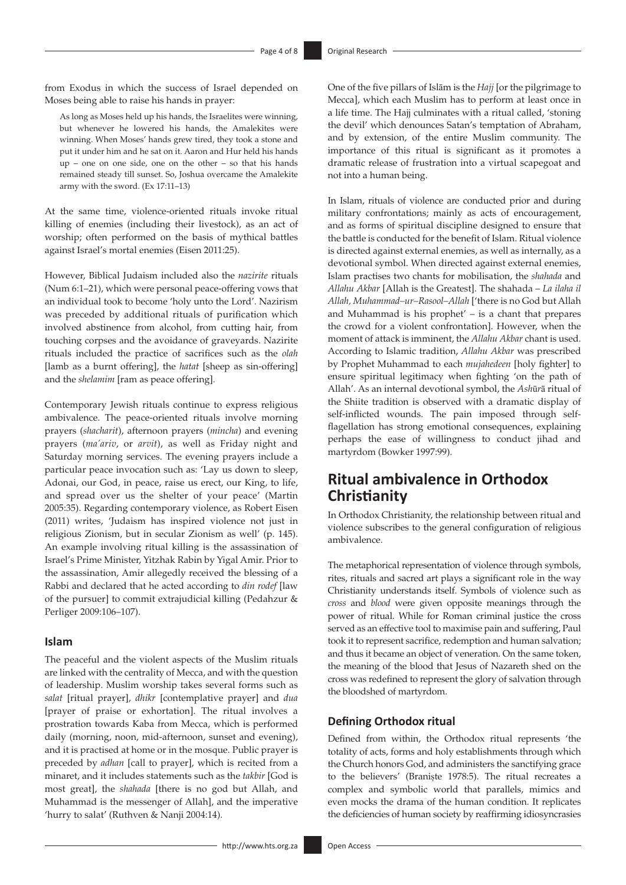from Exodus in which the success of Israel depended on Moses being able to raise his hands in prayer:

> As long as Moses held up his hands, the Israelites were winning, but whenever he lowered his hands, the Amalekites were winning. When Moses' hands grew tired, they took a stone and put it under him and he sat on it. Aaron and Hur held his hands up – one on one side, one on the other – so that his hands remained steady till sunset. So, Joshua overcame the Amalekite army with the sword. (Ex 17:11–13)

At the same time, violence-oriented rituals invoke ritual killing of enemies (including their livestock), as an act of worship; often performed on the basis of mythical battles against Israel's mortal enemies (Eisen 2011:25).

However, Biblical Judaism included also the *nazirite* rituals (Num 6:1–21), which were personal peace-offering vows that an individual took to become 'holy unto the Lord'. Nazirism was preceded by additional rituals of purification which involved abstinence from alcohol, from cutting hair, from touching corpses and the avoidance of graveyards. Nazirite rituals included the practice of sacrifices such as the *olah* [lamb as a burnt offering], the *hatat* [sheep as sin-offering] and the *shelamim* [ram as peace offering].

Contemporary Jewish rituals continue to express religious ambivalence. The peace-oriented rituals involve morning prayers (*shacharit*), afternoon prayers (*mincha*) and evening prayers (*ma'ariv*, or *arvit*), as well as Friday night and Saturday morning services. The evening prayers include a particular peace invocation such as: 'Lay us down to sleep, Adonai, our God, in peace, raise us erect, our King, to life, and spread over us the shelter of your peace' (Martin 2005:35). Regarding contemporary violence, as Robert Eisen (2011) writes, 'Judaism has inspired violence not just in religious Zionism, but in secular Zionism as well' (p. 145). An example involving ritual killing is the assassination of Israel's Prime Minister, Yitzhak Rabin by Yigal Amir. Prior to the assassination, Amir allegedly received the blessing of a Rabbi and declared that he acted according to *din rodef* [law of the pursuer] to commit extrajudicial killing (Pedahzur & Perliger 2009:106–107).

### Islam

The peaceful and the violent aspects of the Muslim rituals are linked with the centrality of Mecca, and with the question of leadership. Muslim worship takes several forms such as *salat* [ritual prayer], *dhikr* [contemplative prayer] and *dua* [prayer of praise or exhortation]. The ritual involves a prostration towards Kaba from Mecca, which is performed daily (morning, noon, mid-afternoon, sunset and evening), and it is practised at home or in the mosque. Public prayer is preceded by *adhan* [call to prayer], which is recited from a minaret, and it includes statements such as the *takbir* [God is most great], the *shahada* [there is no god but Allah, and Muhammad is the messenger of Allah], and the imperative 'hurry to salat' (Ruthven & Nanji 2004:14).

One of the five pillars of Islām is the *Hajj* [or the pilgrimage to Mecca], which each Muslim has to perform at least once in a life time. The Hajj culminates with a ritual called, 'stoning the devil' which denounces Satan's temptation of Abraham, and by extension, of the entire Muslim community. The importance of this ritual is significant as it promotes a dramatic release of frustration into a virtual scapegoat and not into a human being.

In Islam, rituals of violence are conducted prior and during military confrontations; mainly as acts of encouragement, and as forms of spiritual discipline designed to ensure that the battle is conducted for the benefit of Islam. Ritual violence is directed against external enemies, as well as internally, as a devotional symbol. When directed against external enemies, Islam practises two chants for mobilisation, the *shahada* and *Allahu Akbar* [Allah is the Greatest]. The shahada – *La ilaha il Allah, Muhammad–ur–Rasool–Allah* ['there is no God but Allah and Muhammad is his prophet' – is a chant that prepares the crowd for a violent confrontation]. However, when the moment of attack is imminent, the *Allahu Akbar* chant is used. According to Islamic tradition, *Allahu Akbar* was prescribed by Prophet Muhammad to each *mujahedeen* [holy fighter] to ensure spiritual legitimacy when fighting 'on the path of Allah'. As an internal devotional symbol, the *Ashūrā* ritual of the Shiite tradition is observed with a dramatic display of self-inflicted wounds. The pain imposed through self-flagellation has strong emotional consequences, explaining perhaps the ease of willingness to conduct jihad and martyrdom (Bowker 1997:99).

## Ritual ambivalence in Orthodox Christianity

In Orthodox Christianity, the relationship between ritual and violence subscribes to the general configuration of religious ambivalence.

The metaphorical representation of violence through symbols, rites, rituals and sacred art plays a significant role in the way Christianity understands itself. Symbols of violence such as *cross* and *blood* were given opposite meanings through the power of ritual. While for Roman criminal justice the cross served as an effective tool to maximise pain and suffering, Paul took it to represent sacrifice, redemption and human salvation; and thus it became an object of veneration. On the same token, the meaning of the blood that Jesus of Nazareth shed on the cross was redefined to represent the glory of salvation through the bloodshed of martyrdom.

### Defining Orthodox ritual

Defined from within, the Orthodox ritual represents 'the totality of acts, forms and holy establishments through which the Church honors God, and administers the sanctifying grace to the believers' (Braniște 1978:5). The ritual recreates a complex and symbolic world that parallels, mimics and even mocks the drama of the human condition. It replicates the deficiencies of human society by reaffirming idiosyncrasies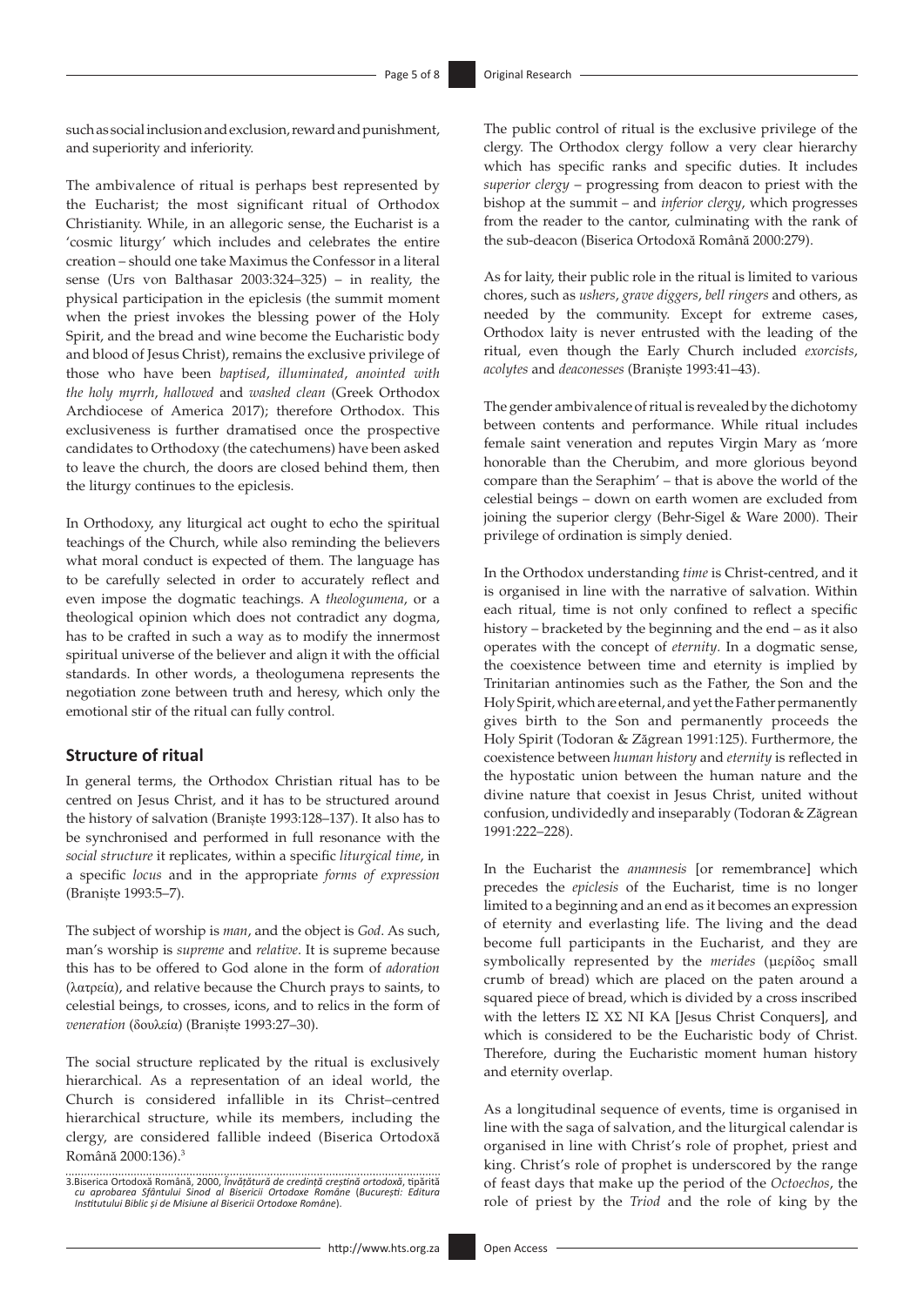such as social inclusion and exclusion, reward and punishment, and superiority and inferiority.

The ambivalence of ritual is perhaps best represented by the Eucharist; the most significant ritual of Orthodox Christianity. While, in an allegoric sense, the Eucharist is a 'cosmic liturgy' which includes and celebrates the entire creation – should one take Maximus the Confessor in a literal sense (Urs von Balthasar 2003:324–325) – in reality, the physical participation in the epiclesis (the summit moment when the priest invokes the blessing power of the Holy Spirit, and the bread and wine become the Eucharistic body and blood of Jesus Christ), remains the exclusive privilege of those who have been *baptised*, *illuminated*, *anointed with the holy myrrh*, *hallowed* and *washed clean* (Greek Orthodox Archdiocese of America 2017); therefore Orthodox. This exclusiveness is further dramatised once the prospective candidates to Orthodoxy (the catechumens) have been asked to leave the church, the doors are closed behind them, then the liturgy continues to the epiclesis.

In Orthodoxy, any liturgical act ought to echo the spiritual teachings of the Church, while also reminding the believers what moral conduct is expected of them. The language has to be carefully selected in order to accurately reflect and even impose the dogmatic teachings. A *theologumena*, or a theological opinion which does not contradict any dogma, has to be crafted in such a way as to modify the innermost spiritual universe of the believer and align it with the official standards. In other words, a theologumena represents the negotiation zone between truth and heresy, which only the emotional stir of the ritual can fully control.

## Structure of ritual

In general terms, the Orthodox Christian ritual has to be centred on Jesus Christ, and it has to be structured around the history of salvation (Braniște 1993:128–137). It also has to be synchronised and performed in full resonance with the *social structure* it replicates, within a specific *liturgical time*, in a specific *locus* and in the appropriate *forms of expression* (Braniște 1993:5–7).

The subject of worship is *man*, and the object is *God*. As such, man's worship is *supreme* and *relative*. It is supreme because this has to be offered to God alone in the form of *adoration* (λατρεία), and relative because the Church prays to saints, to celestial beings, to crosses, icons, and to relics in the form of *veneration* (δουλεία) (Braniște 1993:27–30).

The social structure replicated by the ritual is exclusively hierarchical. As a representation of an ideal world, the Church is considered infallible in its Christ–centred hierarchical structure, while its members, including the clergy, are considered fallible indeed (Biserica Ortodoxă Română 2000:136).[3]

The public control of ritual is the exclusive privilege of the clergy. The Orthodox clergy follow a very clear hierarchy which has specific ranks and specific duties. It includes *superior clergy* – progressing from deacon to priest with the bishop at the summit – and *inferior clergy*, which progresses from the reader to the cantor, culminating with the rank of the sub-deacon (Biserica Ortodoxă Română 2000:279).

As for laity, their public role in the ritual is limited to various chores, such as *ushers*, *grave diggers*, *bell ringers* and others, as needed by the community. Except for extreme cases, Orthodox laity is never entrusted with the leading of the ritual, even though the Early Church included *exorcists*, *acolytes* and *deaconesses* (Braniște 1993:41–43).

The gender ambivalence of ritual is revealed by the dichotomy between contents and performance. While ritual includes female saint veneration and reputes Virgin Mary as 'more honorable than the Cherubim, and more glorious beyond compare than the Seraphim' – that is above the world of the celestial beings – down on earth women are excluded from joining the superior clergy (Behr-Sigel & Ware 2000). Their privilege of ordination is simply denied.

In the Orthodox understanding *time* is Christ-centred, and it is organised in line with the narrative of salvation. Within each ritual, time is not only confined to reflect a specific history – bracketed by the beginning and the end – as it also operates with the concept of *eternity*. In a dogmatic sense, the coexistence between time and eternity is implied by Trinitarian antinomies such as the Father, the Son and the Holy Spirit, which are eternal, and yet the Father permanently gives birth to the Son and permanently proceeds the Holy Spirit (Todoran & Zăgrean 1991:125). Furthermore, the coexistence between *human history* and *eternity* is reflected in the hypostatic union between the human nature and the divine nature that coexist in Jesus Christ, united without confusion, undividedly and inseparably (Todoran & Zăgrean 1991:222–228).

In the Eucharist the *anamnesis* [or remembrance] which precedes the *epiclesis* of the Eucharist, time is no longer limited to a beginning and an end as it becomes an expression of eternity and everlasting life. The living and the dead become full participants in the Eucharist, and they are symbolically represented by the *merides* (μερίδος small crumb of bread) which are placed on the paten around a squared piece of bread, which is divided by a cross inscribed with the letters IΣ XΣ NI KA [Jesus Christ Conquers], and which is considered to be the Eucharistic body of Christ. Therefore, during the Eucharistic moment human history and eternity overlap.

As a longitudinal sequence of events, time is organised in line with the saga of salvation, and the liturgical calendar is organised in line with Christ's role of prophet, priest and king. Christ's role of prophet is underscored by the range of feast days that make up the period of the *Octoechos*, the role of priest by the *Triod* and the role of king by the

3. Biserica Ortodoxă Română, 2000, *Învățătură de credință creștină ortodoxă*, tipărită *cu aprobarea Sfântului Sinod al Bisericii Ortodoxe Române* (*București: Editura Institutului Biblic și de Misiune al Bisericii Ortodoxe Române*).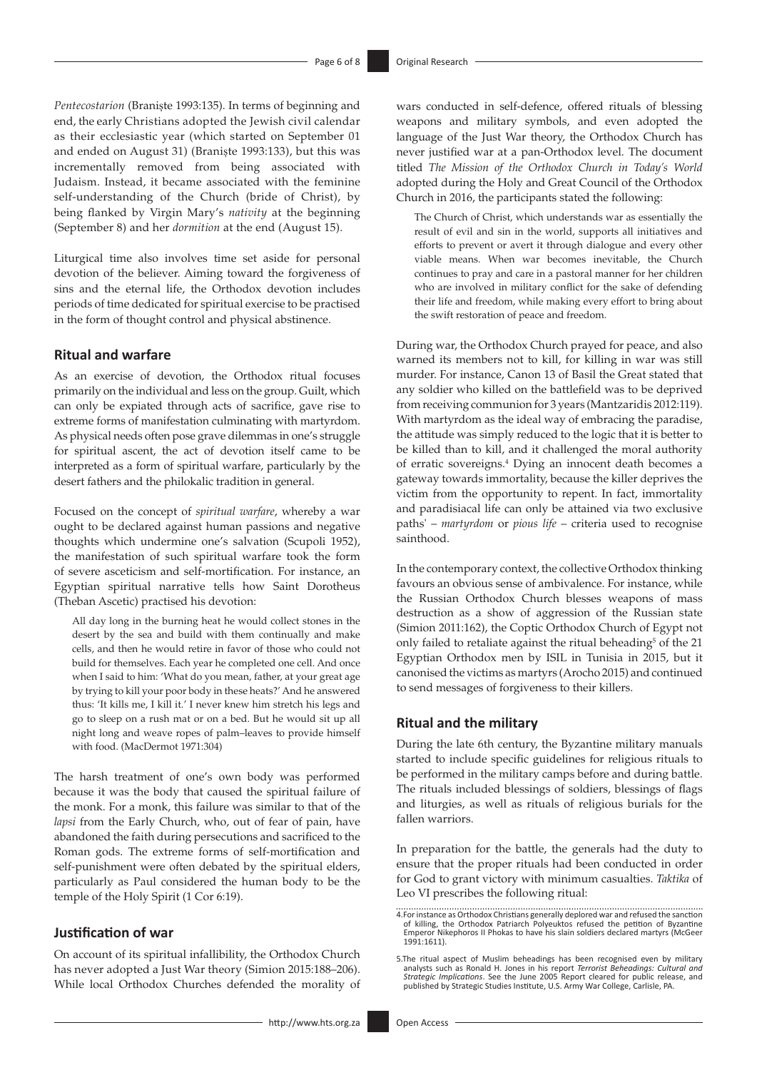*Pentecostarion* (Braniște 1993:135). In terms of beginning and end, the early Christians adopted the Jewish civil calendar as their ecclesiastic year (which started on September 01 and ended on August 31) (Braniște 1993:133), but this was incrementally removed from being associated with Judaism. Instead, it became associated with the feminine self-understanding of the Church (bride of Christ), by being flanked by Virgin Mary's *nativity* at the beginning (September 8) and her *dormition* at the end (August 15).

Liturgical time also involves time set aside for personal devotion of the believer. Aiming toward the forgiveness of sins and the eternal life, the Orthodox devotion includes periods of time dedicated for spiritual exercise to be practised in the form of thought control and physical abstinence.

## Ritual and warfare

As an exercise of devotion, the Orthodox ritual focuses primarily on the individual and less on the group. Guilt, which can only be expiated through acts of sacrifice, gave rise to extreme forms of manifestation culminating with martyrdom. As physical needs often pose grave dilemmas in one's struggle for spiritual ascent, the act of devotion itself came to be interpreted as a form of spiritual warfare, particularly by the desert fathers and the philokalic tradition in general.

Focused on the concept of *spiritual warfare*, whereby a war ought to be declared against human passions and negative thoughts which undermine one's salvation (Scupoli 1952), the manifestation of such spiritual warfare took the form of severe asceticism and self-mortification. For instance, an Egyptian spiritual narrative tells how Saint Dorotheus (Theban Ascetic) practised his devotion:

> All day long in the burning heat he would collect stones in the desert by the sea and build with them continually and make cells, and then he would retire in favor of those who could not build for themselves. Each year he completed one cell. And once when I said to him: 'What do you mean, father, at your great age by trying to kill your poor body in these heats?' And he answered thus: 'It kills me, I kill it.' I never knew him stretch his legs and go to sleep on a rush mat or on a bed. But he would sit up all night long and weave ropes of palm–leaves to provide himself with food. (MacDermot 1971:304)

The harsh treatment of one's own body was performed because it was the body that caused the spiritual failure of the monk. For a monk, this failure was similar to that of the *lapsi* from the Early Church, who, out of fear of pain, have abandoned the faith during persecutions and sacrificed to the Roman gods. The extreme forms of self-mortification and self-punishment were often debated by the spiritual elders, particularly as Paul considered the human body to be the temple of the Holy Spirit (1 Cor 6:19).

## Justification of war

On account of its spiritual infallibility, the Orthodox Church has never adopted a Just War theory (Simion 2015:188–206). While local Orthodox Churches defended the morality of wars conducted in self-defence, offered rituals of blessing weapons and military symbols, and even adopted the language of the Just War theory, the Orthodox Church has never justified war at a pan-Orthodox level. The document titled *The Mission of the Orthodox Church in Today's World* adopted during the Holy and Great Council of the Orthodox Church in 2016, the participants stated the following:

> The Church of Christ, which understands war as essentially the result of evil and sin in the world, supports all initiatives and efforts to prevent or avert it through dialogue and every other viable means. When war becomes inevitable, the Church continues to pray and care in a pastoral manner for her children who are involved in military conflict for the sake of defending their life and freedom, while making every effort to bring about the swift restoration of peace and freedom.

During war, the Orthodox Church prayed for peace, and also warned its members not to kill, for killing in war was still murder. For instance, Canon 13 of Basil the Great stated that any soldier who killed on the battlefield was to be deprived from receiving communion for 3 years (Mantzaridis 2012:119). With martyrdom as the ideal way of embracing the paradise, the attitude was simply reduced to the logic that it is better to be killed than to kill, and it challenged the moral authority of erratic sovereigns.[4] Dying an innocent death becomes a gateway towards immortality, because the killer deprives the victim from the opportunity to repent. In fact, immortality and paradisiacal life can only be attained via two exclusive paths' – *martyrdom* or *pious life* – criteria used to recognise sainthood.

In the contemporary context, the collective Orthodox thinking favours an obvious sense of ambivalence. For instance, while the Russian Orthodox Church blesses weapons of mass destruction as a show of aggression of the Russian state (Simion 2011:162), the Coptic Orthodox Church of Egypt not only failed to retaliate against the ritual beheading[5] of the 21 Egyptian Orthodox men by ISIL in Tunisia in 2015, but it canonised the victims as martyrs (Arocho 2015) and continued to send messages of forgiveness to their killers.

## Ritual and the military

During the late 6th century, the Byzantine military manuals started to include specific guidelines for religious rituals to be performed in the military camps before and during battle. The rituals included blessings of soldiers, blessings of flags and liturgies, as well as rituals of religious burials for the fallen warriors.

In preparation for the battle, the generals had the duty to ensure that the proper rituals had been conducted in order for God to grant victory with minimum casualties. *Taktika* of Leo VI prescribes the following ritual:

4. For instance as Orthodox Christians generally deplored war and refused the sanction of killing, the Orthodox Patriarch Polyeuktos refused the petition of Byzantine Emperor Nikephoros II Phokas to have his slain soldiers declared martyrs (McGeer 1991:1611).

5. The ritual aspect of Muslim beheadings has been recognised even by military analysts such as Ronald H. Jones in his report *Terrorist Beheadings: Cultural and Strategic Implications*. See the June 2005 Report cleared for public release, and published by Strategic Studies Institute, U.S. Army War College, Carlisle, PA.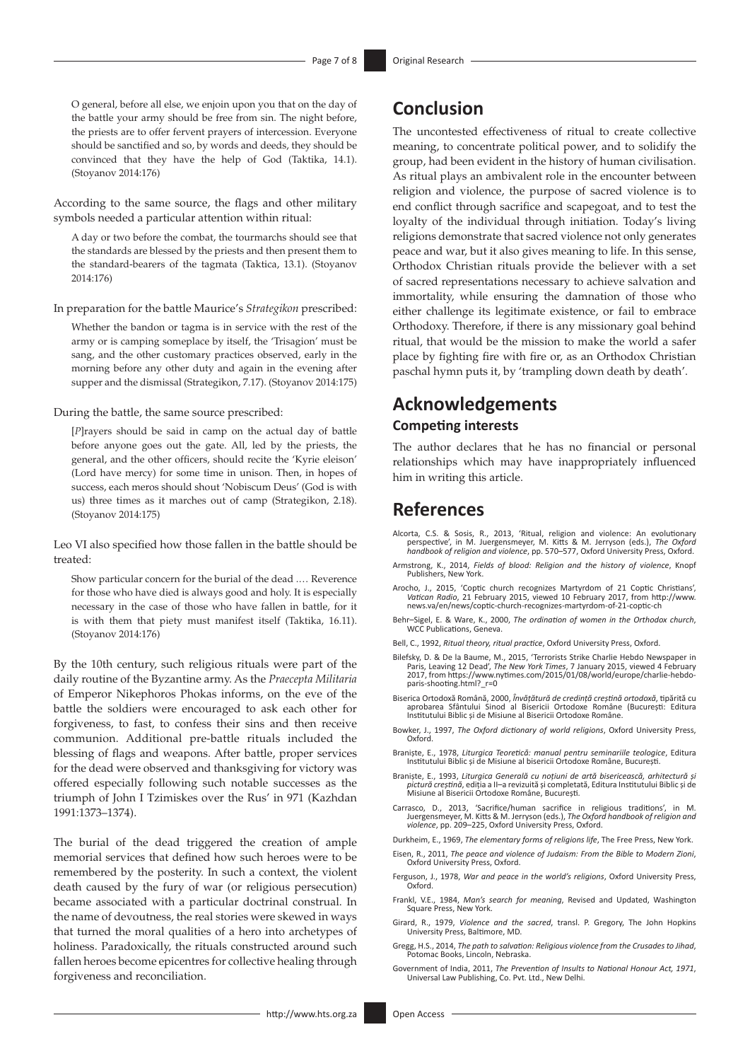> O general, before all else, we enjoin upon you that on the day of the battle your army should be free from sin. The night before, the priests are to offer fervent prayers of intercession. Everyone should be sanctified and so, by words and deeds, they should be convinced that they have the help of God (Taktika, 14.1). (Stoyanov 2014:176)

According to the same source, the flags and other military symbols needed a particular attention within ritual:

> A day or two before the combat, the tourmarchs should see that the standards are blessed by the priests and then present them to the standard-bearers of the tagmata (Taktica, 13.1). (Stoyanov 2014:176)

In preparation for the battle Maurice's *Strategikon* prescribed:

> Whether the bandon or tagma is in service with the rest of the army or is camping someplace by itself, the 'Trisagion' must be sang, and the other customary practices observed, early in the morning before any other duty and again in the evening after supper and the dismissal (Strategikon, 7.17). (Stoyanov 2014:175)

During the battle, the same source prescribed:

> [*P*]rayers should be said in camp on the actual day of battle before anyone goes out the gate. All, led by the priests, the general, and the other officers, should recite the 'Kyrie eleison' (Lord have mercy) for some time in unison. Then, in hopes of success, each meros should shout 'Nobiscum Deus' (God is with us) three times as it marches out of camp (Strategikon, 2.18). (Stoyanov 2014:175)

Leo VI also specified how those fallen in the battle should be treated:

> Show particular concern for the burial of the dead .… Reverence for those who have died is always good and holy. It is especially necessary in the case of those who have fallen in battle, for it is with them that piety must manifest itself (Taktika, 16.11). (Stoyanov 2014:176)

By the 10th century, such religious rituals were part of the daily routine of the Byzantine army. As the *Praecepta Militaria* of Emperor Nikephoros Phokas informs, on the eve of the battle the soldiers were encouraged to ask each other for forgiveness, to fast, to confess their sins and then receive communion. Additional pre-battle rituals included the blessing of flags and weapons. After battle, proper services for the dead were observed and thanksgiving for victory was offered especially following such notable successes as the triumph of John I Tzimiskes over the Rus' in 971 (Kazhdan 1991:1373–1374).

The burial of the dead triggered the creation of ample memorial services that defined how such heroes were to be remembered by the posterity. In such a context, the violent death caused by the fury of war (or religious persecution) became associated with a particular doctrinal construal. In the name of devoutness, the real stories were skewed in ways that turned the moral qualities of a hero into archetypes of holiness. Paradoxically, the rituals constructed around such fallen heroes become epicentres for collective healing through forgiveness and reconciliation.

## Conclusion

The uncontested effectiveness of ritual to create collective meaning, to concentrate political power, and to solidify the group, had been evident in the history of human civilisation. As ritual plays an ambivalent role in the encounter between religion and violence, the purpose of sacred violence is to end conflict through sacrifice and scapegoat, and to test the loyalty of the individual through initiation. Today's living religions demonstrate that sacred violence not only generates peace and war, but it also gives meaning to life. In this sense, Orthodox Christian rituals provide the believer with a set of sacred representations necessary to achieve salvation and immortality, while ensuring the damnation of those who either challenge its legitimate existence, or fail to embrace Orthodoxy. Therefore, if there is any missionary goal behind ritual, that would be the mission to make the world a safer place by fighting fire with fire or, as an Orthodox Christian paschal hymn puts it, by 'trampling down death by death'.

## Acknowledgements

### Competing interests

The author declares that he has no financial or personal relationships which may have inappropriately influenced him in writing this article.

## References

Alcorta, C.S. & Sosis, R., 2013, 'Ritual, religion and violence: An evolutionary perspective', in M. Juergensmeyer, M. Kitts & M. Jerryson (eds.), *The Oxford handbook of religion and violence*, pp. 570–577, Oxford University Press, Oxford.

Armstrong, K., 2014, *Fields of blood: Religion and the history of violence*, Knopf Publishers, New York.

Arocho, J., 2015, 'Coptic church recognizes Martyrdom of 21 Coptic Christians', *Vatican Radio*, 21 February 2015, viewed 10 February 2017, from http://www.news.va/en/news/coptic-church-recognizes-martyrdom-of-21-coptic-ch

Behr–Sigel, E. & Ware, K., 2000, *The ordination of women in the Orthodox church*, WCC Publications, Geneva.

Bell, C., 1992, *Ritual theory, ritual practice*, Oxford University Press, Oxford.

Bilefsky, D. & De la Baume, M., 2015, 'Terrorists Strike Charlie Hebdo Newspaper in Paris, Leaving 12 Dead', *The New York Times*, 7 January 2015, viewed 4 February 2017, from https://www.nytimes.com/2015/01/08/world/europe/charlie-hebdo-paris-shooting.html?_r=0

Biserica Ortodoxă Română, 2000, *Învăţătură de credinţă creştină ortodoxă*, tipărită cu aprobarea Sfântului Sinod al Bisericii Ortodoxe Române (Bucureşti: Editura Institutului Biblic şi de Misiune al Bisericii Ortodoxe Române.

Bowker, J., 1997, *The Oxford dictionary of world religions*, Oxford University Press, Oxford.

Branişte, E., 1978, *Liturgica Teoretică: manual pentru seminariile teologice*, Editura Institutului Biblic şi de Misiune al bisericii Ortodoxe Române, Bucureşti.

Branişte, E., 1993, *Liturgica Generală cu noţiuni de artă bisericească, arhitectură şi pictură creştină*, ediţia a II–a revizuită şi completată, Editura Institutului Biblic şi de Misiune al Bisericii Ortodoxe Române, Bucureşti.

Carrasco, D., 2013, 'Sacrifice/human sacrifice in religious traditions', in M. Juergensmeyer, M. Kitts & M. Jerryson (eds.), *The Oxford handbook of religion and violence*, pp. 209–225, Oxford University Press, Oxford.

Durkheim, E., 1969, *The elementary forms of religions life*, The Free Press, New York.

Eisen, R., 2011, *The peace and violence of Judaism: From the Bible to Modern Zioni*, Oxford University Press, Oxford.

Ferguson, J., 1978, *War and peace in the world's religions*, Oxford University Press, Oxford.

Frankl, V.E., 1984, *Man's search for meaning*, Revised and Updated, Washington Square Press, New York.

Girard, R., 1979, *Violence and the sacred*, transl. P. Gregory, The John Hopkins University Press, Baltimore, MD.

Gregg, H.S., 2014, *The path to salvation: Religious violence from the Crusades to Jihad*, Potomac Books, Lincoln, Nebraska.

Government of India, 2011, *The Prevention of Insults to National Honour Act, 1971*, Universal Law Publishing, Co. Pvt. Ltd., New Delhi.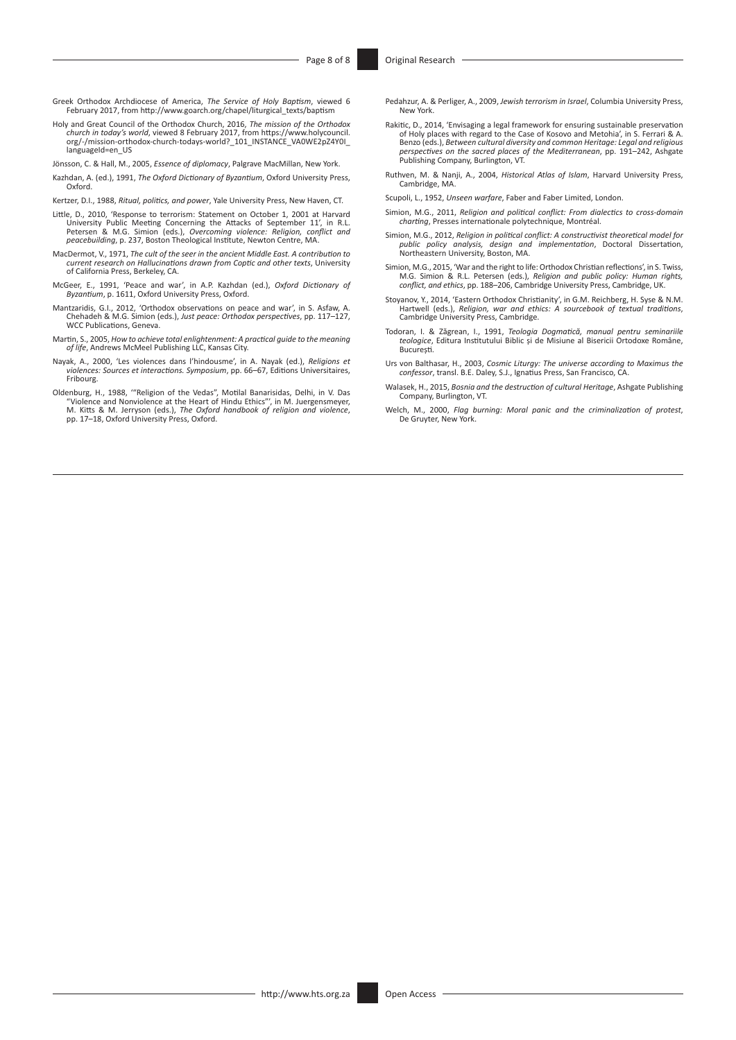Greek Orthodox Archdiocese of America, *The Service of Holy Baptism*, viewed 6 February 2017, from http://www.goarch.org/chapel/liturgical_texts/baptism

Holy and Great Council of the Orthodox Church, 2016, *The mission of the Orthodox church in today's world*, viewed 8 February 2017, from https://www.holycouncil.org/-/mission-orthodox-church-todays-world?_101_INSTANCE_VA0WE2pZ4Y0I_languageId=en_US

Jönsson, C. & Hall, M., 2005, *Essence of diplomacy*, Palgrave MacMillan, New York.

Kazhdan, A. (ed.), 1991, *The Oxford Dictionary of Byzantium*, Oxford University Press, Oxford.

Kertzer, D.I., 1988, *Ritual, politics, and power*, Yale University Press, New Haven, CT.

Little, D., 2010, 'Response to terrorism: Statement on October 1, 2001 at Harvard University Public Meeting Concerning the Attacks of September 11', in R.L. Petersen & M.G. Simion (eds.), *Overcoming violence: Religion, conflict and peacebuilding*, p. 237, Boston Theological Institute, Newton Centre, MA.

MacDermot, V., 1971, *The cult of the seer in the ancient Middle East. A contribution to current research on Hallucinations drawn from Coptic and other texts*, University of California Press, Berkeley, CA.

McGeer, E., 1991, 'Peace and war', in A.P. Kazhdan (ed.), *Oxford Dictionary of Byzantium*, p. 1611, Oxford University Press, Oxford.

Mantzaridis, G.I., 2012, 'Orthodox observations on peace and war', in S. Asfaw, A. Chehadeh & M.G. Simion (eds.), *Just peace: Orthodox perspectives*, pp. 117–127, WCC Publications, Geneva.

Martin, S., 2005, *How to achieve total enlightenment: A practical guide to the meaning of life*, Andrews McMeel Publishing LLC, Kansas City.

Nayak, A., 2000, 'Les violences dans l'hindousme', in A. Nayak (ed.), *Religions et violences: Sources et interactions. Symposium*, pp. 66–67, Editions Universitaires, Fribourg.

Oldenburg, H., 1988, '"Religion of the Vedas", Motilal Banarisidas, Delhi, in V. Das "Violence and Nonviolence at the Heart of Hindu Ethics"', in M. Juergensmeyer, M. Kitts & M. Jerryson (eds.), *The Oxford handbook of religion and violence*, pp. 17–18, Oxford University Press, Oxford.

Pedahzur, A. & Perliger, A., 2009, *Jewish terrorism in Israel*, Columbia University Press, New York.

Rakitic, D., 2014, 'Envisaging a legal framework for ensuring sustainable preservation of Holy places with regard to the Case of Kosovo and Metohia', in S. Ferrari & A. Benzo (eds.), *Between cultural diversity and common Heritage: Legal and religious perspectives on the sacred places of the Mediterranean*, pp. 191–242, Ashgate Publishing Company, Burlington, VT.

Ruthven, M. & Nanji, A., 2004, *Historical Atlas of Islam*, Harvard University Press, Cambridge, MA.

Scupoli, L., 1952, *Unseen warfare*, Faber and Faber Limited, London.

Simion, M.G., 2011, *Religion and political conflict: From dialectics to cross-domain charting*, Presses internationale polytechnique, Montréal.

Simion, M.G., 2012, *Religion in political conflict: A constructivist theoretical model for public policy analysis, design and implementation*, Doctoral Dissertation, Northeastern University, Boston, MA.

Simion, M.G., 2015, 'War and the right to life: Orthodox Christian reflections', in S. Twiss, M.G. Simion & R.L. Petersen (eds.), *Religion and public policy: Human rights, conflict, and ethics*, pp. 188–206, Cambridge University Press, Cambridge, UK.

Stoyanov, Y., 2014, 'Eastern Orthodox Christianity', in G.M. Reichberg, H. Syse & N.M. Hartwell (eds.), *Religion, war and ethics: A sourcebook of textual traditions*, Cambridge University Press, Cambridge.

Todoran, I. & Zăgrean, I., 1991, *Teologia Dogmatică, manual pentru seminariile teologice*, Editura Institutului Biblic și de Misiune al Bisericii Ortodoxe Române, București.

Urs von Balthasar, H., 2003, *Cosmic Liturgy: The universe according to Maximus the confessor*, transl. B.E. Daley, S.J., Ignatius Press, San Francisco, CA.

Walasek, H., 2015, *Bosnia and the destruction of cultural Heritage*, Ashgate Publishing Company, Burlington, VT.

Welch, M., 2000, *Flag burning: Moral panic and the criminalization of protest*, De Gruyter, New York.